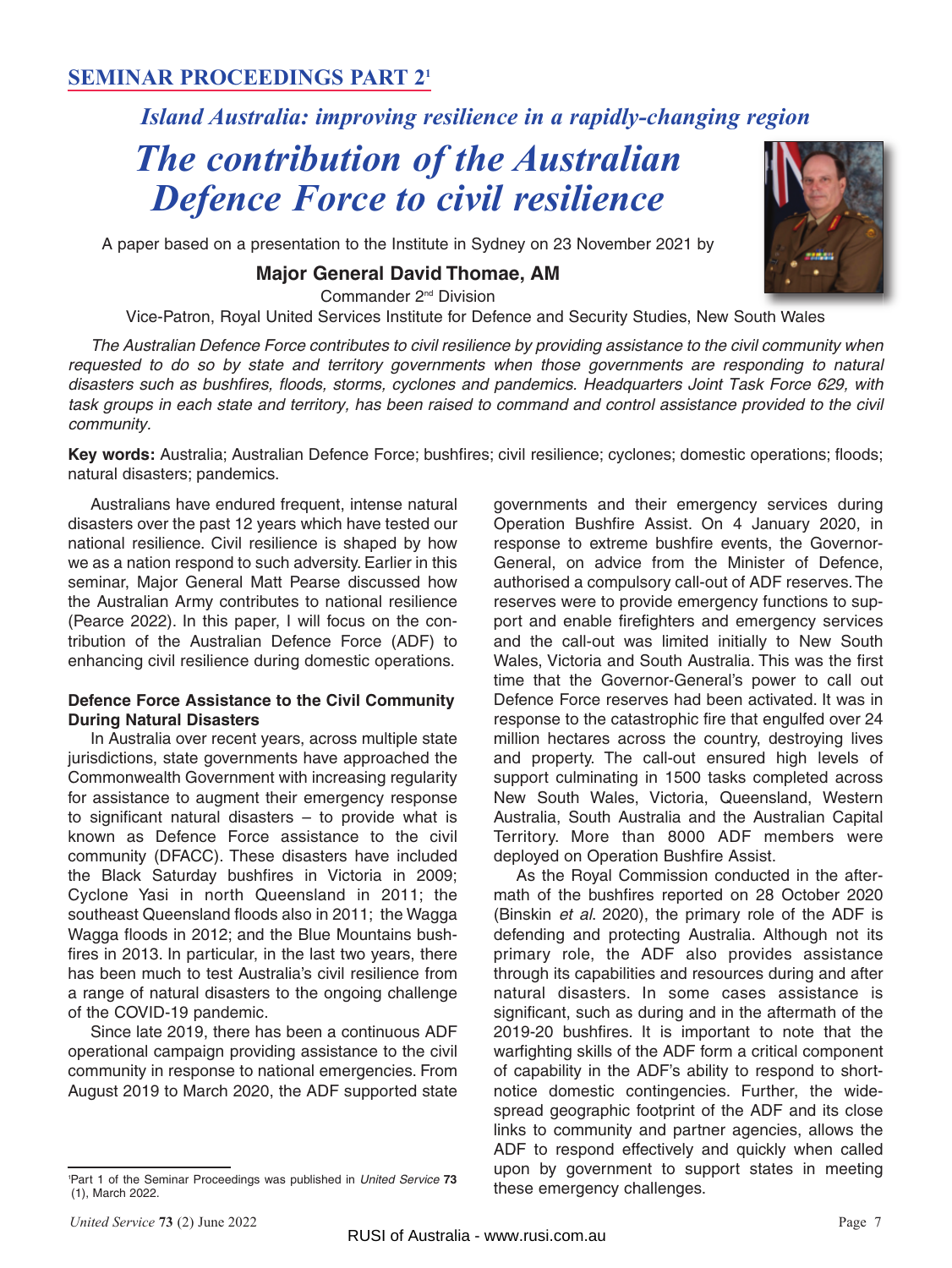## SEMINAR PROCEEDINGS PART 2[1]

*Island Australia: improving resilience in a rapidly-changing region*

# *The contribution of the Australian Defence Force to civil resilience*

A paper based on a presentation to the Institute in Sydney on 23 November 2021 by

**Major General David Thomae, AM**

Commander 2nd Division

Vice-Patron, Royal United Services Institute for Defence and Security Studies, New South Wales

*The Australian Defence Force contributes to civil resilience by providing assistance to the civil community when requested to do so by state and territory governments when those governments are responding to natural disasters such as bushfires, floods, storms, cyclones and pandemics. Headquarters Joint Task Force 629, with task groups in each state and territory, has been raised to command and control assistance provided to the civil community.*

**Key words:** Australia; Australian Defence Force; bushfires; civil resilience; cyclones; domestic operations; floods; natural disasters; pandemics.

Australians have endured frequent, intense natural disasters over the past 12 years which have tested our national resilience. Civil resilience is shaped by how we as a nation respond to such adversity. Earlier in this seminar, Major General Matt Pearse discussed how the Australian Army contributes to national resilience (Pearce 2022). In this paper, I will focus on the contribution of the Australian Defence Force (ADF) to enhancing civil resilience during domestic operations.

**Defence Force Assistance to the Civil Community During Natural Disasters**

In Australia over recent years, across multiple state jurisdictions, state governments have approached the Commonwealth Government with increasing regularity for assistance to augment their emergency response to significant natural disasters – to provide what is known as Defence Force assistance to the civil community (DFACC). These disasters have included the Black Saturday bushfires in Victoria in 2009; Cyclone Yasi in north Queensland in 2011; the southeast Queensland floods also in 2011; the Wagga Wagga floods in 2012; and the Blue Mountains bushfires in 2013. In particular, in the last two years, there has been much to test Australia's civil resilience from a range of natural disasters to the ongoing challenge of the COVID-19 pandemic.

Since late 2019, there has been a continuous ADF operational campaign providing assistance to the civil community in response to national emergencies. From August 2019 to March 2020, the ADF supported state governments and their emergency services during Operation Bushfire Assist. On 4 January 2020, in response to extreme bushfire events, the Governor-General, on advice from the Minister of Defence, authorised a compulsory call-out of ADF reserves. The reserves were to provide emergency functions to support and enable firefighters and emergency services and the call-out was limited initially to New South Wales, Victoria and South Australia. This was the first time that the Governor-General's power to call out Defence Force reserves had been activated. It was in response to the catastrophic fire that engulfed over 24 million hectares across the country, destroying lives and property. The call-out ensured high levels of support culminating in 1500 tasks completed across New South Wales, Victoria, Queensland, Western Australia, South Australia and the Australian Capital Territory. More than 8000 ADF members were deployed on Operation Bushfire Assist.

As the Royal Commission conducted in the aftermath of the bushfires reported on 28 October 2020 (Binskin *et al*. 2020), the primary role of the ADF is defending and protecting Australia. Although not its primary role, the ADF also provides assistance through its capabilities and resources during and after natural disasters. In some cases assistance is significant, such as during and in the aftermath of the 2019-20 bushfires. It is important to note that the warfighting skills of the ADF form a critical component of capability in the ADF's ability to respond to short-notice domestic contingencies. Further, the widespread geographic footprint of the ADF and its close links to community and partner agencies, allows the ADF to respond effectively and quickly when called upon by government to support states in meeting these emergency challenges.

[1] Part 1 of the Seminar Proceedings was published in *United Service* **73** (1), March 2022.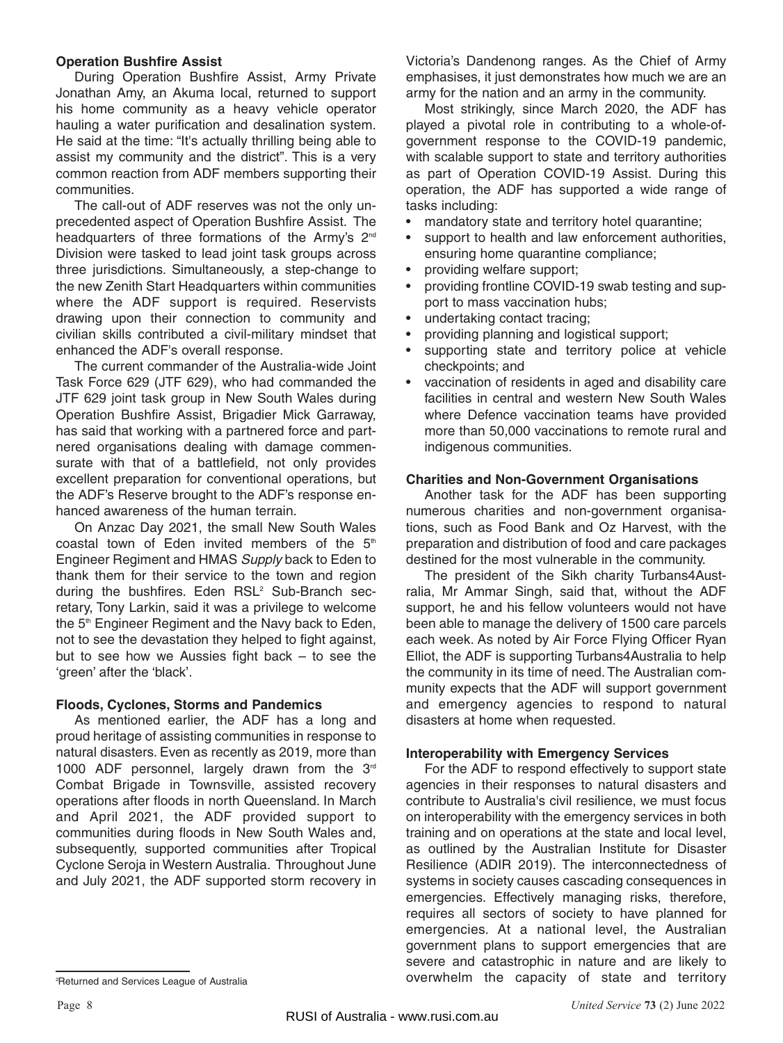### Operation Bushfire Assist

During Operation Bushfire Assist, Army Private Jonathan Amy, an Akuma local, returned to support his home community as a heavy vehicle operator hauling a water purification and desalination system. He said at the time: "It's actually thrilling being able to assist my community and the district". This is a very common reaction from ADF members supporting their communities.

The call-out of ADF reserves was not the only unprecedented aspect of Operation Bushfire Assist. The headquarters of three formations of the Army's 2nd Division were tasked to lead joint task groups across three jurisdictions. Simultaneously, a step-change to the new Zenith Start Headquarters within communities where the ADF support is required. Reservists drawing upon their connection to community and civilian skills contributed a civil-military mindset that enhanced the ADF's overall response.

The current commander of the Australia-wide Joint Task Force 629 (JTF 629), who had commanded the JTF 629 joint task group in New South Wales during Operation Bushfire Assist, Brigadier Mick Garraway, has said that working with a partnered force and partnered organisations dealing with damage commensurate with that of a battlefield, not only provides excellent preparation for conventional operations, but the ADF's Reserve brought to the ADF's response enhanced awareness of the human terrain.

On Anzac Day 2021, the small New South Wales coastal town of Eden invited members of the 5th Engineer Regiment and HMAS *Supply* back to Eden to thank them for their service to the town and region during the bushfires. Eden RSL[2] Sub-Branch secretary, Tony Larkin, said it was a privilege to welcome the 5th Engineer Regiment and the Navy back to Eden, not to see the devastation they helped to fight against, but to see how we Aussies fight back – to see the 'green' after the 'black'.

### Floods, Cyclones, Storms and Pandemics

As mentioned earlier, the ADF has a long and proud heritage of assisting communities in response to natural disasters. Even as recently as 2019, more than 1000 ADF personnel, largely drawn from the 3rd Combat Brigade in Townsville, assisted recovery operations after floods in north Queensland. In March and April 2021, the ADF provided support to communities during floods in New South Wales and, subsequently, supported communities after Tropical Cyclone Seroja in Western Australia. Throughout June and July 2021, the ADF supported storm recovery in Victoria's Dandenong ranges. As the Chief of Army emphasises, it just demonstrates how much we are an army for the nation and an army in the community.

Most strikingly, since March 2020, the ADF has played a pivotal role in contributing to a whole-of-government response to the COVID-19 pandemic, with scalable support to state and territory authorities as part of Operation COVID-19 Assist. During this operation, the ADF has supported a wide range of tasks including:

- mandatory state and territory hotel quarantine;
- support to health and law enforcement authorities, ensuring home quarantine compliance;
- providing welfare support;
- providing frontline COVID-19 swab testing and support to mass vaccination hubs;
- undertaking contact tracing;
- providing planning and logistical support;
- supporting state and territory police at vehicle checkpoints; and
- vaccination of residents in aged and disability care facilities in central and western New South Wales where Defence vaccination teams have provided more than 50,000 vaccinations to remote rural and indigenous communities.

### Charities and Non-Government Organisations

Another task for the ADF has been supporting numerous charities and non-government organisations, such as Food Bank and Oz Harvest, with the preparation and distribution of food and care packages destined for the most vulnerable in the community.

The president of the Sikh charity Turbans4Australia, Mr Ammar Singh, said that, without the ADF support, he and his fellow volunteers would not have been able to manage the delivery of 1500 care parcels each week. As noted by Air Force Flying Officer Ryan Elliot, the ADF is supporting Turbans4Australia to help the community in its time of need. The Australian community expects that the ADF will support government and emergency agencies to respond to natural disasters at home when requested.

### Interoperability with Emergency Services

For the ADF to respond effectively to support state agencies in their responses to natural disasters and contribute to Australia's civil resilience, we must focus on interoperability with the emergency services in both training and on operations at the state and local level, as outlined by the Australian Institute for Disaster Resilience (ADIR 2019). The interconnectedness of systems in society causes cascading consequences in emergencies. Effectively managing risks, therefore, requires all sectors of society to have planned for emergencies. At a national level, the Australian government plans to support emergencies that are severe and catastrophic in nature and are likely to overwhelm the capacity of state and territory

[2] Returned and Services League of Australia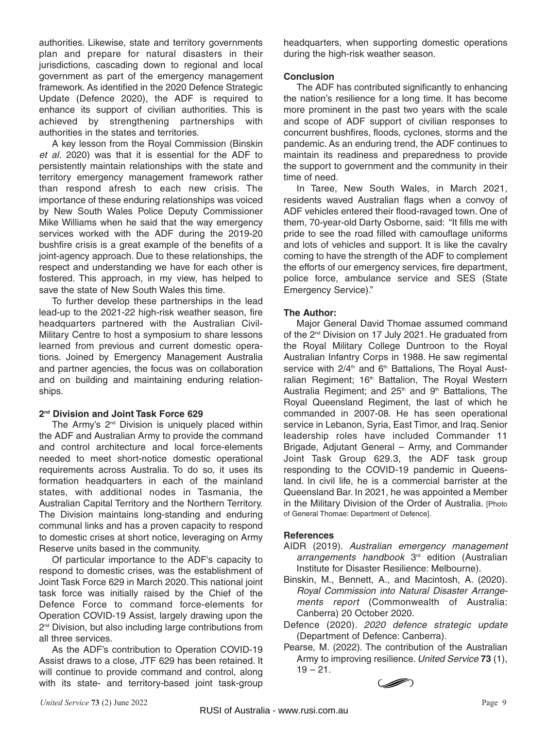authorities. Likewise, state and territory governments plan and prepare for natural disasters in their jurisdictions, cascading down to regional and local government as part of the emergency management framework. As identified in the 2020 Defence Strategic Update (Defence 2020), the ADF is required to enhance its support of civilian authorities. This is achieved by strengthening partnerships with authorities in the states and territories.

A key lesson from the Royal Commission (Binskin *et al.* 2020) was that it is essential for the ADF to persistently maintain relationships with the state and territory emergency management framework rather than respond afresh to each new crisis. The importance of these enduring relationships was voiced by New South Wales Police Deputy Commissioner Mike Williams when he said that the way emergency services worked with the ADF during the 2019-20 bushfire crisis is a great example of the benefits of a joint-agency approach. Due to these relationships, the respect and understanding we have for each other is fostered. This approach, in my view, has helped to save the state of New South Wales this time.

To further develop these partnerships in the lead lead-up to the 2021-22 high-risk weather season, fire headquarters partnered with the Australian Civil-Military Centre to host a symposium to share lessons learned from previous and current domestic operations. Joined by Emergency Management Australia and partner agencies, the focus was on collaboration and on building and maintaining enduring relationships.

**2nd Division and Joint Task Force 629**

The Army's 2nd Division is uniquely placed within the ADF and Australian Army to provide the command and control architecture and local force-elements needed to meet short-notice domestic operational requirements across Australia. To do so, it uses its formation headquarters in each of the mainland states, with additional nodes in Tasmania, the Australian Capital Territory and the Northern Territory. The Division maintains long-standing and enduring communal links and has a proven capacity to respond to domestic crises at short notice, leveraging on Army Reserve units based in the community.

Of particular importance to the ADF's capacity to respond to domestic crises, was the establishment of Joint Task Force 629 in March 2020. This national joint task force was initially raised by the Chief of the Defence Force to command force-elements for Operation COVID-19 Assist, largely drawing upon the 2nd Division, but also including large contributions from all three services.

As the ADF's contribution to Operation COVID-19 Assist draws to a close, JTF 629 has been retained. It will continue to provide command and control, along with its state- and territory-based joint task-group headquarters, when supporting domestic operations during the high-risk weather season.

**Conclusion**

The ADF has contributed significantly to enhancing the nation's resilience for a long time. It has become more prominent in the past two years with the scale and scope of ADF support of civilian responses to concurrent bushfires, floods, cyclones, storms and the pandemic. As an enduring trend, the ADF continues to maintain its readiness and preparedness to provide the support to government and the community in their time of need.

In Taree, New South Wales, in March 2021, residents waved Australian flags when a convoy of ADF vehicles entered their flood-ravaged town. One of them, 70-year-old Darty Osborne, said: "It fills me with pride to see the road filled with camouflage uniforms and lots of vehicles and support. It is like the cavalry coming to have the strength of the ADF to complement the efforts of our emergency services, fire department, police force, ambulance service and SES (State Emergency Service)."

**The Author:**

Major General David Thomae assumed command of the 2nd Division on 17 July 2021. He graduated from the Royal Military College Duntroon to the Royal Australian Infantry Corps in 1988. He saw regimental service with 2/4th and 6th Battalions, The Royal Australian Regiment; 16th Battalion, The Royal Western Australia Regiment; and 25th and 9th Battalions, The Royal Queensland Regiment, the last of which he commanded in 2007-08. He has seen operational service in Lebanon, Syria, East Timor, and Iraq. Senior leadership roles have included Commander 11 Brigade, Adjutant General – Army, and Commander Joint Task Group 629.3, the ADF task group responding to the COVID-19 pandemic in Queensland. In civil life, he is a commercial barrister at the Queensland Bar. In 2021, he was appointed a Member in the Military Division of the Order of Australia. [Photo of General Thomae: Department of Defence].

**References**

AIDR (2019). *Australian emergency management arrangements handbook* 3rd edition (Australian Institute for Disaster Resilience: Melbourne).

Binskin, M., Bennett, A., and Macintosh, A. (2020). *Royal Commission into Natural Disaster Arrangements report* (Commonwealth of Australia: Canberra) 20 October 2020.

Defence (2020). *2020 defence strategic update* (Department of Defence: Canberra).

Pearse, M. (2022). The contribution of the Australian Army to improving resilience. *United Service* **73** (1), 19 – 21.